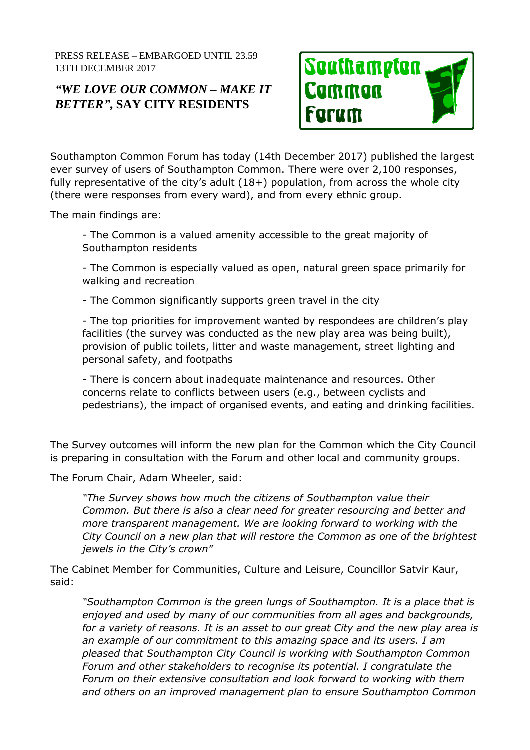PRESS RELEASE – EMBARGOED UNTIL 23.59 13TH DECEMBER 2017

# *"WE LOVE OUR COMMON – MAKE IT BETTER"*, SAY CITY RESIDENTS

Southampton Common Forum

Southampton Common Forum has today (14th December 2017) published the largest ever survey of users of Southampton Common. There were over 2,100 responses, fully representative of the city's adult (18+) population, from across the whole city (there were responses from every ward), and from every ethnic group.

The main findings are:

- The Common is a valued amenity accessible to the great majority of Southampton residents
- The Common is especially valued as open, natural green space primarily for walking and recreation
- The Common significantly supports green travel in the city
- The top priorities for improvement wanted by respondees are children's play facilities (the survey was conducted as the new play area was being built), provision of public toilets, litter and waste management, street lighting and personal safety, and footpaths
- There is concern about inadequate maintenance and resources. Other concerns relate to conflicts between users (e.g., between cyclists and pedestrians), the impact of organised events, and eating and drinking facilities.

The Survey outcomes will inform the new plan for the Common which the City Council is preparing in consultation with the Forum and other local and community groups.

The Forum Chair, Adam Wheeler, said:

> *"The Survey shows how much the citizens of Southampton value their Common. But there is also a clear need for greater resourcing and better and more transparent management. We are looking forward to working with the City Council on a new plan that will restore the Common as one of the brightest jewels in the City's crown"*

The Cabinet Member for Communities, Culture and Leisure, Councillor Satvir Kaur, said:

> *"Southampton Common is the green lungs of Southampton. It is a place that is enjoyed and used by many of our communities from all ages and backgrounds, for a variety of reasons. It is an asset to our great City and the new play area is an example of our commitment to this amazing space and its users. I am pleased that Southampton City Council is working with Southampton Common Forum and other stakeholders to recognise its potential. I congratulate the Forum on their extensive consultation and look forward to working with them and others on an improved management plan to ensure Southampton Common*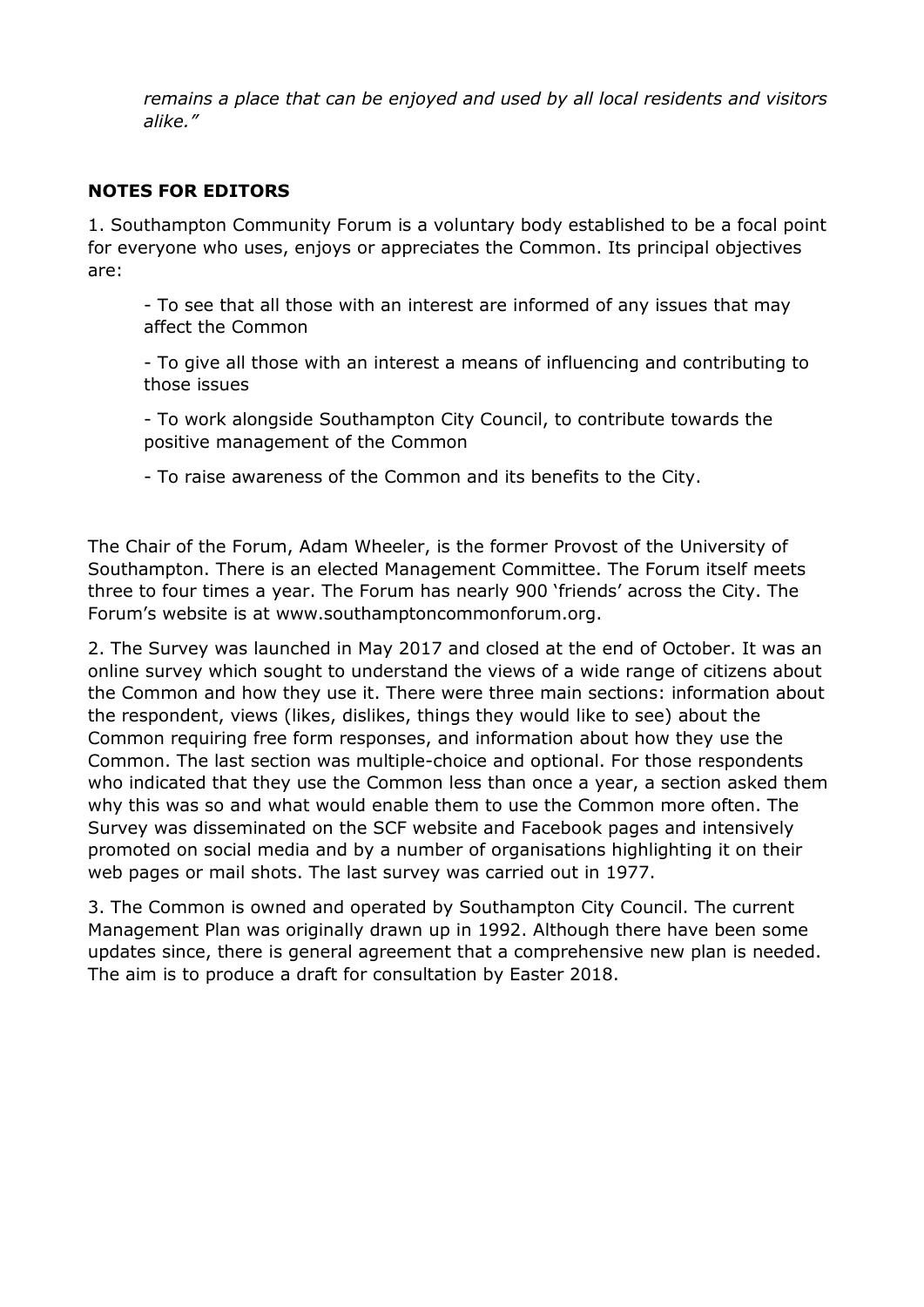*remains a place that can be enjoyed and used by all local residents and visitors alike."*

**NOTES FOR EDITORS**

1. Southampton Community Forum is a voluntary body established to be a focal point for everyone who uses, enjoys or appreciates the Common. Its principal objectives are:

- To see that all those with an interest are informed of any issues that may affect the Common
- To give all those with an interest a means of influencing and contributing to those issues
- To work alongside Southampton City Council, to contribute towards the positive management of the Common
- To raise awareness of the Common and its benefits to the City.

The Chair of the Forum, Adam Wheeler, is the former Provost of the University of Southampton. There is an elected Management Committee. The Forum itself meets three to four times a year. The Forum has nearly 900 'friends' across the City. The Forum's website is at www.southamptoncommonforum.org.

2. The Survey was launched in May 2017 and closed at the end of October. It was an online survey which sought to understand the views of a wide range of citizens about the Common and how they use it. There were three main sections: information about the respondent, views (likes, dislikes, things they would like to see) about the Common requiring free form responses, and information about how they use the Common. The last section was multiple-choice and optional. For those respondents who indicated that they use the Common less than once a year, a section asked them why this was so and what would enable them to use the Common more often. The Survey was disseminated on the SCF website and Facebook pages and intensively promoted on social media and by a number of organisations highlighting it on their web pages or mail shots. The last survey was carried out in 1977.

3. The Common is owned and operated by Southampton City Council. The current Management Plan was originally drawn up in 1992. Although there have been some updates since, there is general agreement that a comprehensive new plan is needed. The aim is to produce a draft for consultation by Easter 2018.